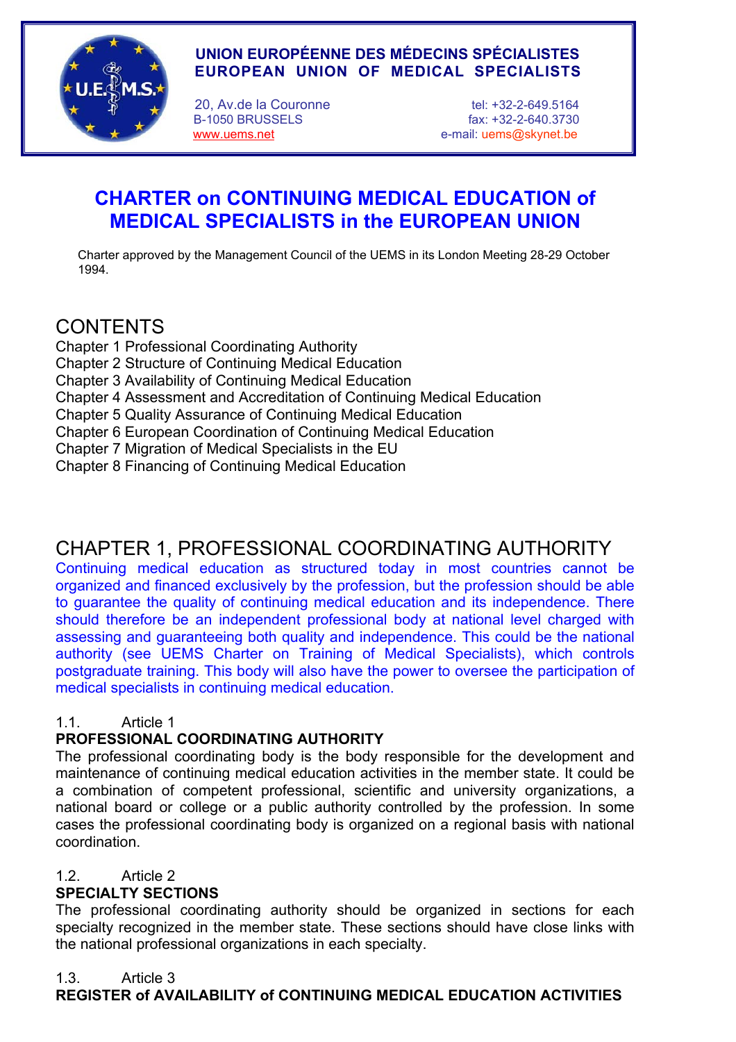**UNION EUROPÉENNE DES MÉDECINS SPÉCIALISTES**
**EUROPEAN UNION OF MEDICAL SPECIALISTS**

20, Av.de la Couronne
B-1050 BRUSSELS
www.uems.net

tel: +32-2-649.5164
fax: +32-2-640.3730
e-mail: uems@skynet.be

# CHARTER on CONTINUING MEDICAL EDUCATION of MEDICAL SPECIALISTS in the EUROPEAN UNION

Charter approved by the Management Council of the UEMS in its London Meeting 28-29 October 1994.

## CONTENTS

Chapter 1 Professional Coordinating Authority
Chapter 2 Structure of Continuing Medical Education
Chapter 3 Availability of Continuing Medical Education
Chapter 4 Assessment and Accreditation of Continuing Medical Education
Chapter 5 Quality Assurance of Continuing Medical Education
Chapter 6 European Coordination of Continuing Medical Education
Chapter 7 Migration of Medical Specialists in the EU
Chapter 8 Financing of Continuing Medical Education

## CHAPTER 1, PROFESSIONAL COORDINATING AUTHORITY

Continuing medical education as structured today in most countries cannot be organized and financed exclusively by the profession, but the profession should be able to guarantee the quality of continuing medical education and its independence. There should therefore be an independent professional body at national level charged with assessing and guaranteeing both quality and independence. This could be the national authority (see UEMS Charter on Training of Medical Specialists), which controls postgraduate training. This body will also have the power to oversee the participation of medical specialists in continuing medical education.

1.1. Article 1

**PROFESSIONAL COORDINATING AUTHORITY**

The professional coordinating body is the body responsible for the development and maintenance of continuing medical education activities in the member state. It could be a combination of competent professional, scientific and university organizations, a national board or college or a public authority controlled by the profession. In some cases the professional coordinating body is organized on a regional basis with national coordination.

1.2. Article 2

**SPECIALTY SECTIONS**

The professional coordinating authority should be organized in sections for each specialty recognized in the member state. These sections should have close links with the national professional organizations in each specialty.

1.3. Article 3

**REGISTER of AVAILABILITY of CONTINUING MEDICAL EDUCATION ACTIVITIES**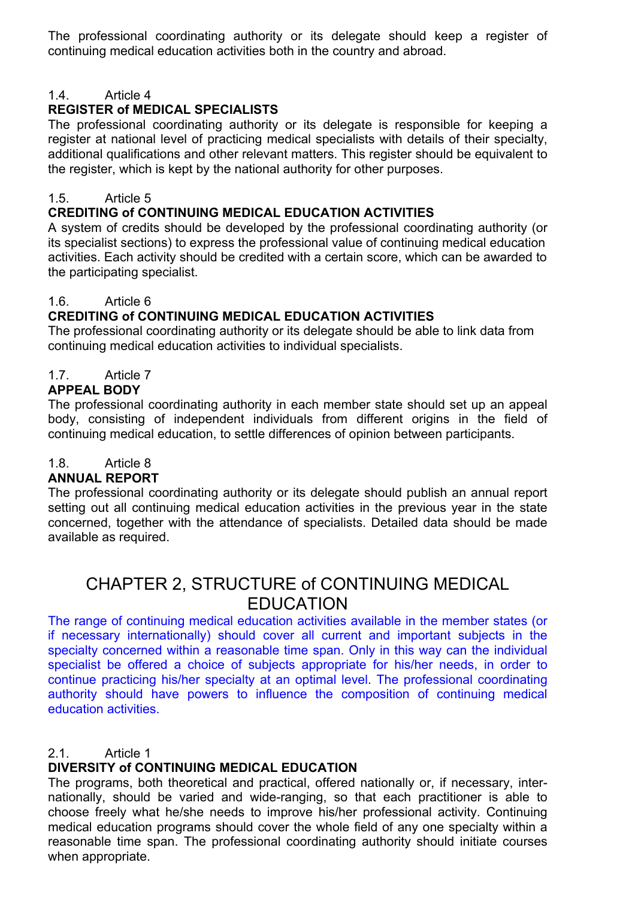The professional coordinating authority or its delegate should keep a register of continuing medical education activities both in the country and abroad.

### 1.4. Article 4

**REGISTER of MEDICAL SPECIALISTS**

The professional coordinating authority or its delegate is responsible for keeping a register at national level of practicing medical specialists with details of their specialty, additional qualifications and other relevant matters. This register should be equivalent to the register, which is kept by the national authority for other purposes.

### 1.5. Article 5

**CREDITING of CONTINUING MEDICAL EDUCATION ACTIVITIES**

A system of credits should be developed by the professional coordinating authority (or its specialist sections) to express the professional value of continuing medical education activities. Each activity should be credited with a certain score, which can be awarded to the participating specialist.

### 1.6. Article 6

**CREDITING of CONTINUING MEDICAL EDUCATION ACTIVITIES**

The professional coordinating authority or its delegate should be able to link data from continuing medical education activities to individual specialists.

### 1.7. Article 7

**APPEAL BODY**

The professional coordinating authority in each member state should set up an appeal body, consisting of independent individuals from different origins in the field of continuing medical education, to settle differences of opinion between participants.

### 1.8. Article 8

**ANNUAL REPORT**

The professional coordinating authority or its delegate should publish an annual report setting out all continuing medical education activities in the previous year in the state concerned, together with the attendance of specialists. Detailed data should be made available as required.

## CHAPTER 2, STRUCTURE of CONTINUING MEDICAL EDUCATION

The range of continuing medical education activities available in the member states (or if necessary internationally) should cover all current and important subjects in the specialty concerned within a reasonable time span. Only in this way can the individual specialist be offered a choice of subjects appropriate for his/her needs, in order to continue practicing his/her specialty at an optimal level. The professional coordinating authority should have powers to influence the composition of continuing medical education activities.

### 2.1. Article 1

**DIVERSITY of CONTINUING MEDICAL EDUCATION**

The programs, both theoretical and practical, offered nationally or, if necessary, internationally, should be varied and wide-ranging, so that each practitioner is able to choose freely what he/she needs to improve his/her professional activity. Continuing medical education programs should cover the whole field of any one specialty within a reasonable time span. The professional coordinating authority should initiate courses when appropriate.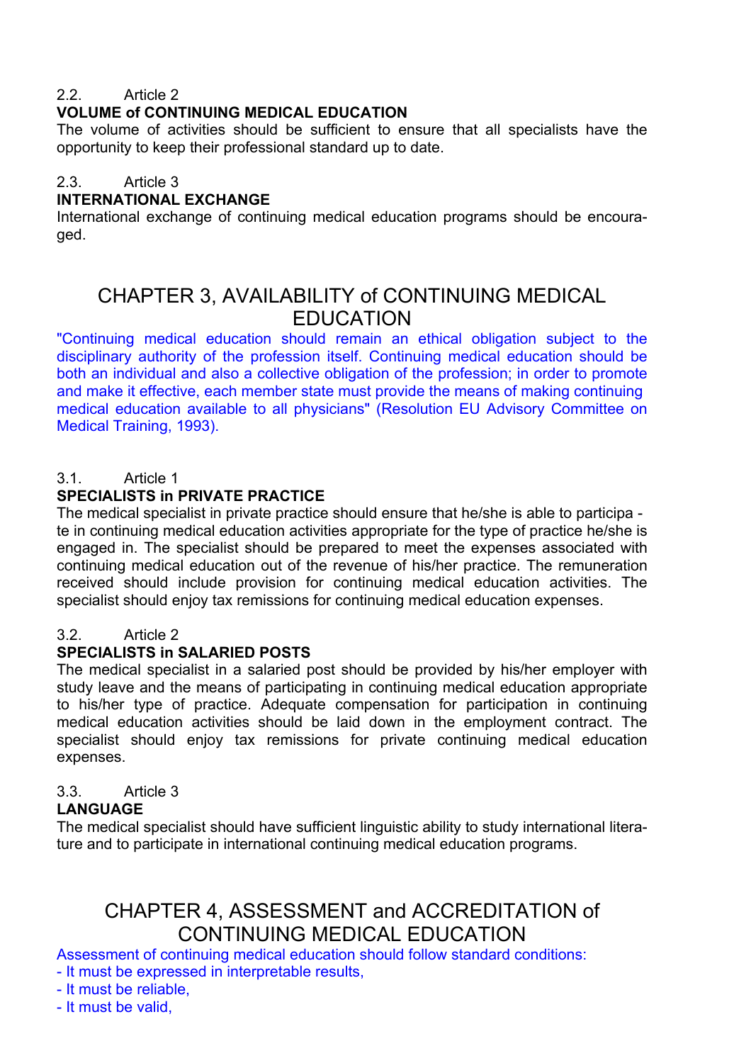2.2. Article 2

**VOLUME of CONTINUING MEDICAL EDUCATION**

The volume of activities should be sufficient to ensure that all specialists have the opportunity to keep their professional standard up to date.

2.3. Article 3

**INTERNATIONAL EXCHANGE**

International exchange of continuing medical education programs should be encouraged.

## CHAPTER 3, AVAILABILITY of CONTINUING MEDICAL EDUCATION

"Continuing medical education should remain an ethical obligation subject to the disciplinary authority of the profession itself. Continuing medical education should be both an individual and also a collective obligation of the profession; in order to promote and make it effective, each member state must provide the means of making continuing medical education available to all physicians" (Resolution EU Advisory Committee on Medical Training, 1993).

3.1. Article 1

**SPECIALISTS in PRIVATE PRACTICE**

The medical specialist in private practice should ensure that he/she is able to participate in continuing medical education activities appropriate for the type of practice he/she is engaged in. The specialist should be prepared to meet the expenses associated with continuing medical education out of the revenue of his/her practice. The remuneration received should include provision for continuing medical education activities. The specialist should enjoy tax remissions for continuing medical education expenses.

3.2. Article 2

**SPECIALISTS in SALARIED POSTS**

The medical specialist in a salaried post should be provided by his/her employer with study leave and the means of participating in continuing medical education appropriate to his/her type of practice. Adequate compensation for participation in continuing medical education activities should be laid down in the employment contract. The specialist should enjoy tax remissions for private continuing medical education expenses.

3.3. Article 3

**LANGUAGE**

The medical specialist should have sufficient linguistic ability to study international literature and to participate in international continuing medical education programs.

## CHAPTER 4, ASSESSMENT and ACCREDITATION of CONTINUING MEDICAL EDUCATION

Assessment of continuing medical education should follow standard conditions:

- It must be expressed in interpretable results,
- It must be reliable,
- It must be valid,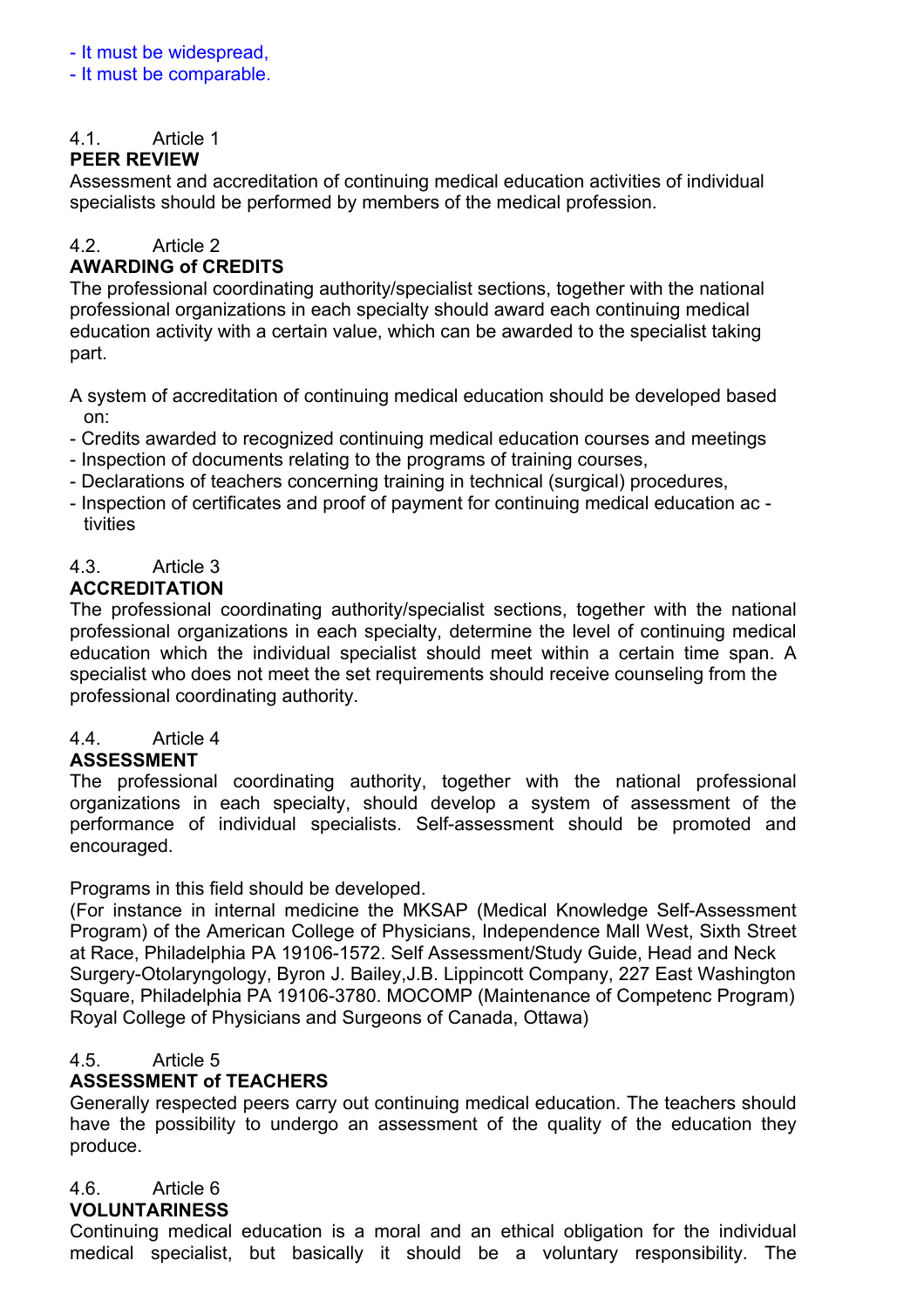- It must be widespread,
- It must be comparable.

## 4.1. Article 1

**PEER REVIEW**

Assessment and accreditation of continuing medical education activities of individual specialists should be performed by members of the medical profession.

## 4.2. Article 2

**AWARDING of CREDITS**

The professional coordinating authority/specialist sections, together with the national professional organizations in each specialty should award each continuing medical education activity with a certain value, which can be awarded to the specialist taking part.

A system of accreditation of continuing medical education should be developed based on:

- Credits awarded to recognized continuing medical education courses and meetings
- Inspection of documents relating to the programs of training courses,
- Declarations of teachers concerning training in technical (surgical) procedures,
- Inspection of certificates and proof of payment for continuing medical education ac - tivities

## 4.3. Article 3

**ACCREDITATION**

The professional coordinating authority/specialist sections, together with the national professional organizations in each specialty, determine the level of continuing medical education which the individual specialist should meet within a certain time span. A specialist who does not meet the set requirements should receive counseling from the professional coordinating authority.

## 4.4. Article 4

**ASSESSMENT**

The professional coordinating authority, together with the national professional organizations in each specialty, should develop a system of assessment of the performance of individual specialists. Self-assessment should be promoted and encouraged.

Programs in this field should be developed.
(For instance in internal medicine the MKSAP (Medical Knowledge Self-Assessment Program) of the American College of Physicians, Independence Mall West, Sixth Street at Race, Philadelphia PA 19106-1572. Self Assessment/Study Guide, Head and Neck Surgery-Otolaryngology, Byron J. Bailey,J.B. Lippincott Company, 227 East Washington Square, Philadelphia PA 19106-3780. MOCOMP (Maintenance of Competenc Program) Royal College of Physicians and Surgeons of Canada, Ottawa)

## 4.5. Article 5

**ASSESSMENT of TEACHERS**

Generally respected peers carry out continuing medical education. The teachers should have the possibility to undergo an assessment of the quality of the education they produce.

## 4.6. Article 6

**VOLUNTARINESS**

Continuing medical education is a moral and an ethical obligation for the individual medical specialist, but basically it should be a voluntary responsibility. The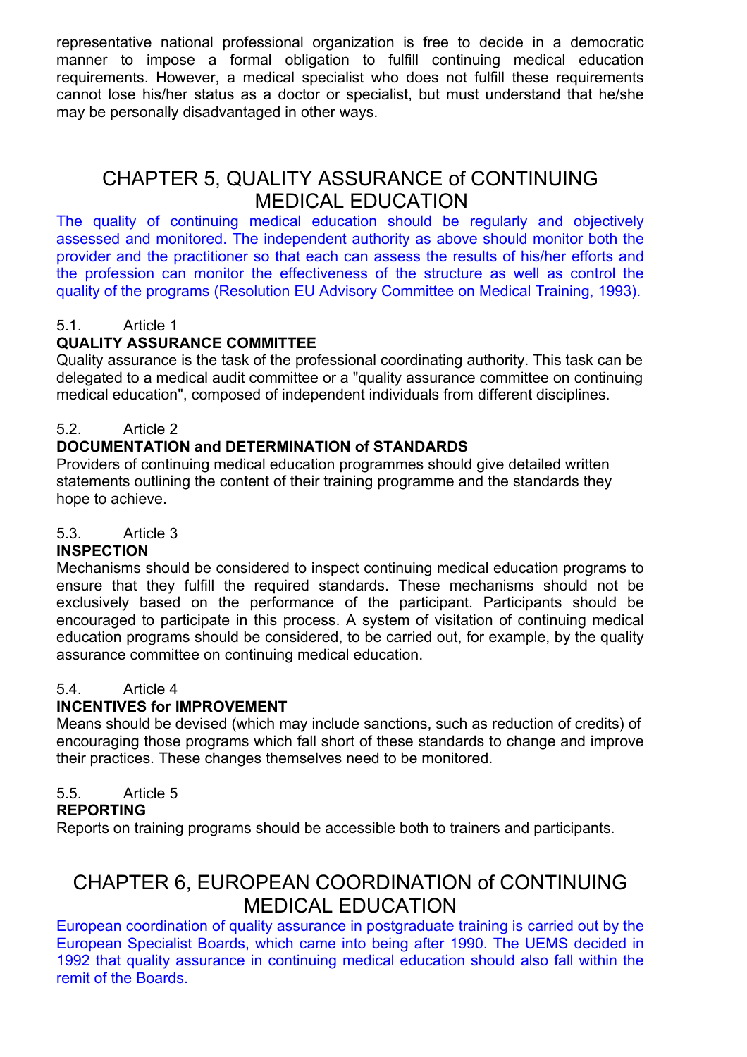representative national professional organization is free to decide in a democratic manner to impose a formal obligation to fulfill continuing medical education requirements. However, a medical specialist who does not fulfill these requirements cannot lose his/her status as a doctor or specialist, but must understand that he/she may be personally disadvantaged in other ways.

# CHAPTER 5, QUALITY ASSURANCE of CONTINUING MEDICAL EDUCATION

The quality of continuing medical education should be regularly and objectively assessed and monitored. The independent authority as above should monitor both the provider and the practitioner so that each can assess the results of his/her efforts and the profession can monitor the effectiveness of the structure as well as control the quality of the programs (Resolution EU Advisory Committee on Medical Training, 1993).

5.1. Article 1

**QUALITY ASSURANCE COMMITTEE**

Quality assurance is the task of the professional coordinating authority. This task can be delegated to a medical audit committee or a "quality assurance committee on continuing medical education", composed of independent individuals from different disciplines.

5.2. Article 2

**DOCUMENTATION and DETERMINATION of STANDARDS**

Providers of continuing medical education programmes should give detailed written statements outlining the content of their training programme and the standards they hope to achieve.

5.3. Article 3

**INSPECTION**

Mechanisms should be considered to inspect continuing medical education programs to ensure that they fulfill the required standards. These mechanisms should not be exclusively based on the performance of the participant. Participants should be encouraged to participate in this process. A system of visitation of continuing medical education programs should be considered, to be carried out, for example, by the quality assurance committee on continuing medical education.

5.4. Article 4

**INCENTIVES for IMPROVEMENT**

Means should be devised (which may include sanctions, such as reduction of credits) of encouraging those programs which fall short of these standards to change and improve their practices. These changes themselves need to be monitored.

5.5. Article 5

**REPORTING**

Reports on training programs should be accessible both to trainers and participants.

# CHAPTER 6, EUROPEAN COORDINATION of CONTINUING MEDICAL EDUCATION

European coordination of quality assurance in postgraduate training is carried out by the European Specialist Boards, which came into being after 1990. The UEMS decided in 1992 that quality assurance in continuing medical education should also fall within the remit of the Boards.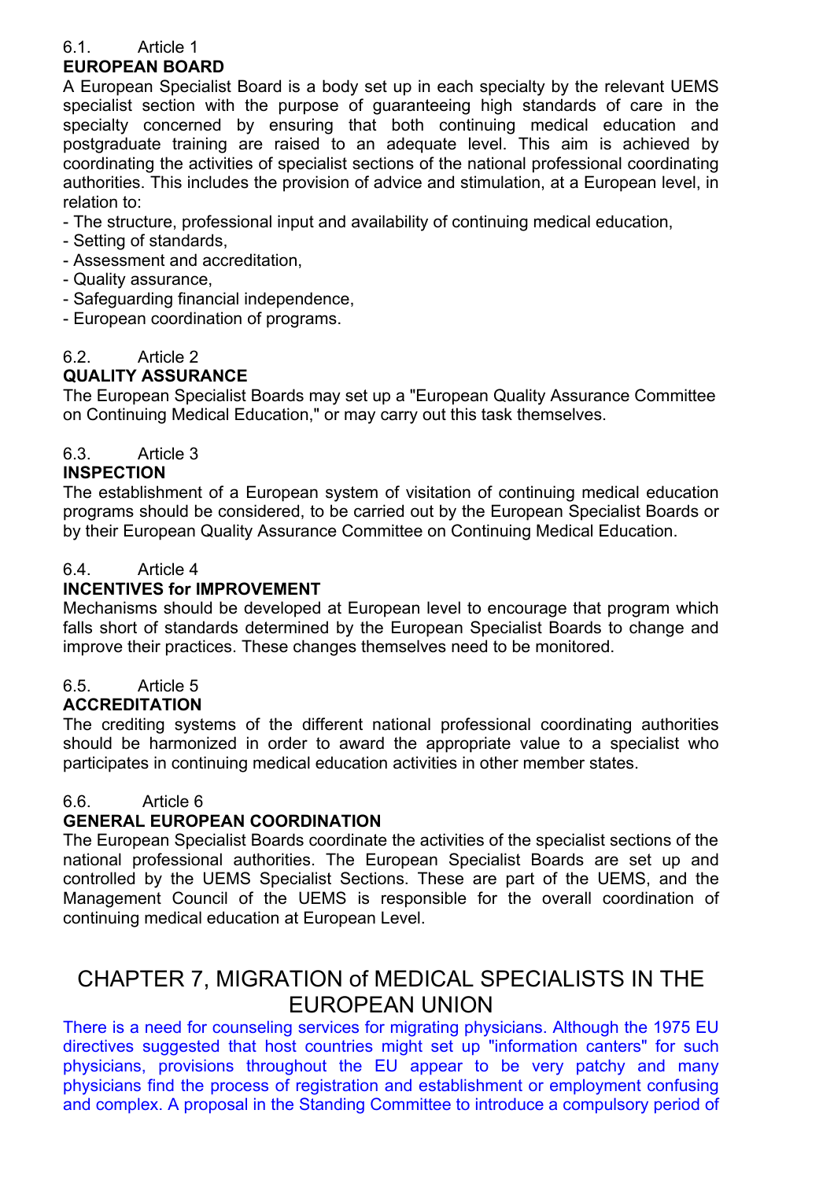6.1. Article 1

**EUROPEAN BOARD**

A European Specialist Board is a body set up in each specialty by the relevant UEMS specialist section with the purpose of guaranteeing high standards of care in the specialty concerned by ensuring that both continuing medical education and postgraduate training are raised to an adequate level. This aim is achieved by coordinating the activities of specialist sections of the national professional coordinating authorities. This includes the provision of advice and stimulation, at a European level, in relation to:

- The structure, professional input and availability of continuing medical education,
- Setting of standards,
- Assessment and accreditation,
- Quality assurance,
- Safeguarding financial independence,
- European coordination of programs.

6.2. Article 2

**QUALITY ASSURANCE**

The European Specialist Boards may set up a "European Quality Assurance Committee on Continuing Medical Education," or may carry out this task themselves.

6.3. Article 3

**INSPECTION**

The establishment of a European system of visitation of continuing medical education programs should be considered, to be carried out by the European Specialist Boards or by their European Quality Assurance Committee on Continuing Medical Education.

6.4. Article 4

**INCENTIVES for IMPROVEMENT**

Mechanisms should be developed at European level to encourage that program which falls short of standards determined by the European Specialist Boards to change and improve their practices. These changes themselves need to be monitored.

6.5. Article 5

**ACCREDITATION**

The crediting systems of the different national professional coordinating authorities should be harmonized in order to award the appropriate value to a specialist who participates in continuing medical education activities in other member states.

6.6. Article 6

**GENERAL EUROPEAN COORDINATION**

The European Specialist Boards coordinate the activities of the specialist sections of the national professional authorities. The European Specialist Boards are set up and controlled by the UEMS Specialist Sections. These are part of the UEMS, and the Management Council of the UEMS is responsible for the overall coordination of continuing medical education at European Level.

## CHAPTER 7, MIGRATION of MEDICAL SPECIALISTS IN THE EUROPEAN UNION

There is a need for counseling services for migrating physicians. Although the 1975 EU directives suggested that host countries might set up "information canters" for such physicians, provisions throughout the EU appear to be very patchy and many physicians find the process of registration and establishment or employment confusing and complex. A proposal in the Standing Committee to introduce a compulsory period of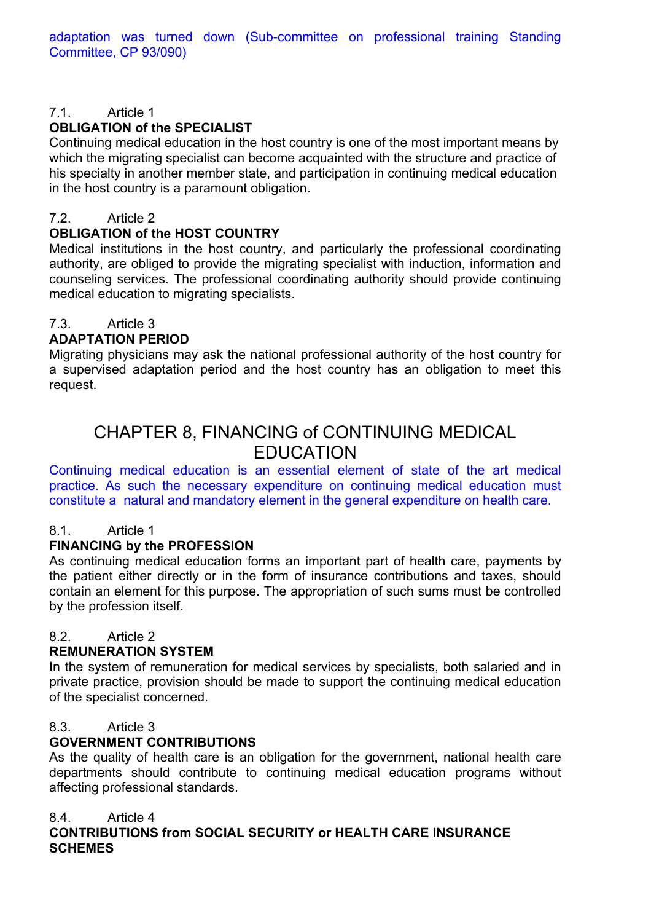adaptation was turned down (Sub-committee on professional training Standing Committee, CP 93/090)

7.1. Article 1

**OBLIGATION of the SPECIALIST**

Continuing medical education in the host country is one of the most important means by which the migrating specialist can become acquainted with the structure and practice of his specialty in another member state, and participation in continuing medical education in the host country is a paramount obligation.

7.2. Article 2

**OBLIGATION of the HOST COUNTRY**

Medical institutions in the host country, and particularly the professional coordinating authority, are obliged to provide the migrating specialist with induction, information and counseling services. The professional coordinating authority should provide continuing medical education to migrating specialists.

7.3. Article 3

**ADAPTATION PERIOD**

Migrating physicians may ask the national professional authority of the host country for a supervised adaptation period and the host country has an obligation to meet this request.

## CHAPTER 8, FINANCING of CONTINUING MEDICAL EDUCATION

Continuing medical education is an essential element of state of the art medical practice. As such the necessary expenditure on continuing medical education must constitute a natural and mandatory element in the general expenditure on health care.

8.1. Article 1

**FINANCING by the PROFESSION**

As continuing medical education forms an important part of health care, payments by the patient either directly or in the form of insurance contributions and taxes, should contain an element for this purpose. The appropriation of such sums must be controlled by the profession itself.

8.2. Article 2

**REMUNERATION SYSTEM**

In the system of remuneration for medical services by specialists, both salaried and in private practice, provision should be made to support the continuing medical education of the specialist concerned.

8.3. Article 3

**GOVERNMENT CONTRIBUTIONS**

As the quality of health care is an obligation for the government, national health care departments should contribute to continuing medical education programs without affecting professional standards.

8.4. Article 4

**CONTRIBUTIONS from SOCIAL SECURITY or HEALTH CARE INSURANCE SCHEMES**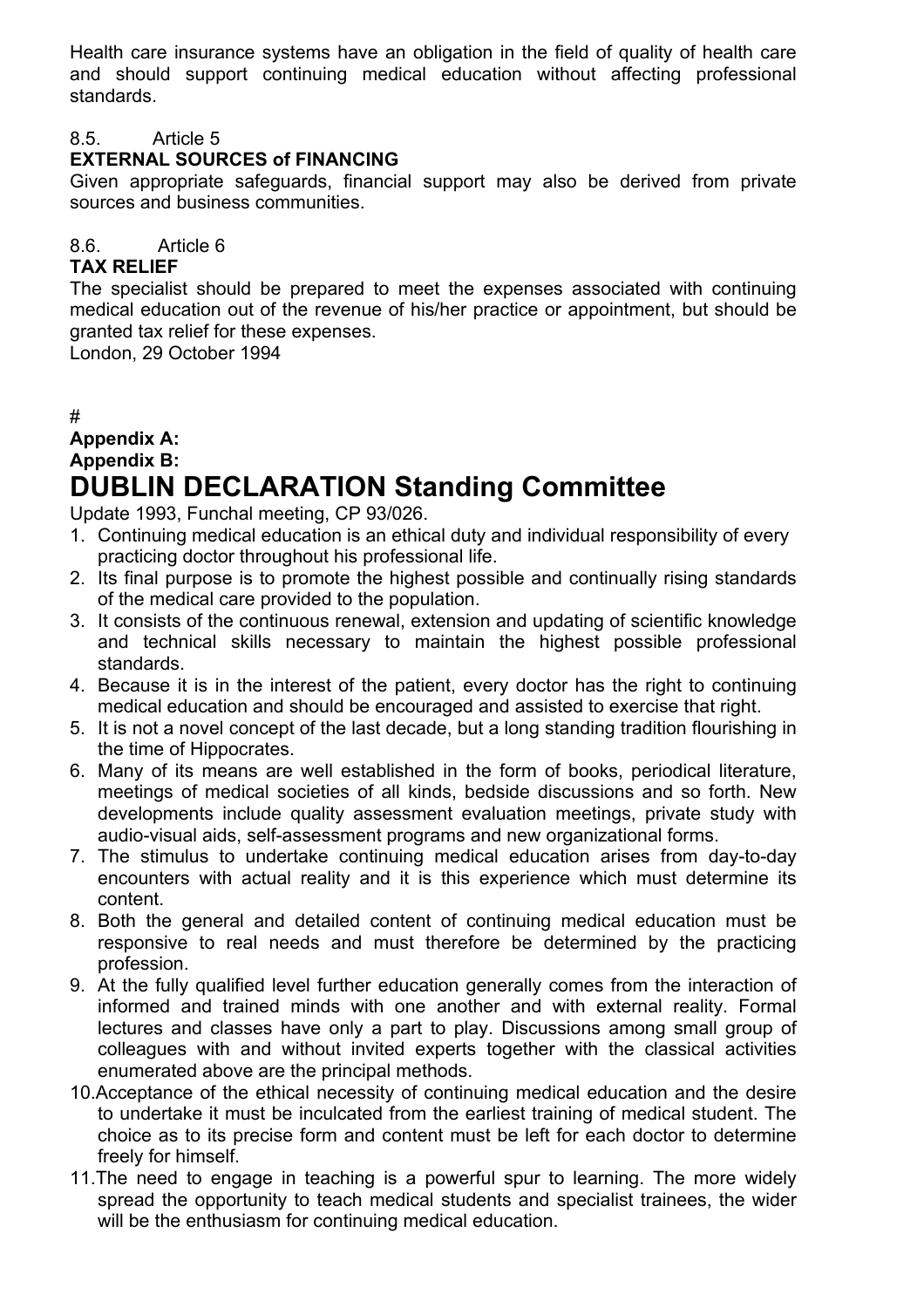Health care insurance systems have an obligation in the field of quality of health care and should support continuing medical education without affecting professional standards.

8.5. Article 5

**EXTERNAL SOURCES of FINANCING**

Given appropriate safeguards, financial support may also be derived from private sources and business communities.

8.6. Article 6

**TAX RELIEF**

The specialist should be prepared to meet the expenses associated with continuing medical education out of the revenue of his/her practice or appointment, but should be granted tax relief for these expenses.

London, 29 October 1994

#

**Appendix A:**

**Appendix B:**

# DUBLIN DECLARATION Standing Committee

Update 1993, Funchal meeting, CP 93/026.

1. Continuing medical education is an ethical duty and individual responsibility of every practicing doctor throughout his professional life.
2. Its final purpose is to promote the highest possible and continually rising standards of the medical care provided to the population.
3. It consists of the continuous renewal, extension and updating of scientific knowledge and technical skills necessary to maintain the highest possible professional standards.
4. Because it is in the interest of the patient, every doctor has the right to continuing medical education and should be encouraged and assisted to exercise that right.
5. It is not a novel concept of the last decade, but a long standing tradition flourishing in the time of Hippocrates.
6. Many of its means are well established in the form of books, periodical literature, meetings of medical societies of all kinds, bedside discussions and so forth. New developments include quality assessment evaluation meetings, private study with audio-visual aids, self-assessment programs and new organizational forms.
7. The stimulus to undertake continuing medical education arises from day-to-day encounters with actual reality and it is this experience which must determine its content.
8. Both the general and detailed content of continuing medical education must be responsive to real needs and must therefore be determined by the practicing profession.
9. At the fully qualified level further education generally comes from the interaction of informed and trained minds with one another and with external reality. Formal lectures and classes have only a part to play. Discussions among small group of colleagues with and without invited experts together with the classical activities enumerated above are the principal methods.
10. Acceptance of the ethical necessity of continuing medical education and the desire to undertake it must be inculcated from the earliest training of medical student. The choice as to its precise form and content must be left for each doctor to determine freely for himself.
11. The need to engage in teaching is a powerful spur to learning. The more widely spread the opportunity to teach medical students and specialist trainees, the wider will be the enthusiasm for continuing medical education.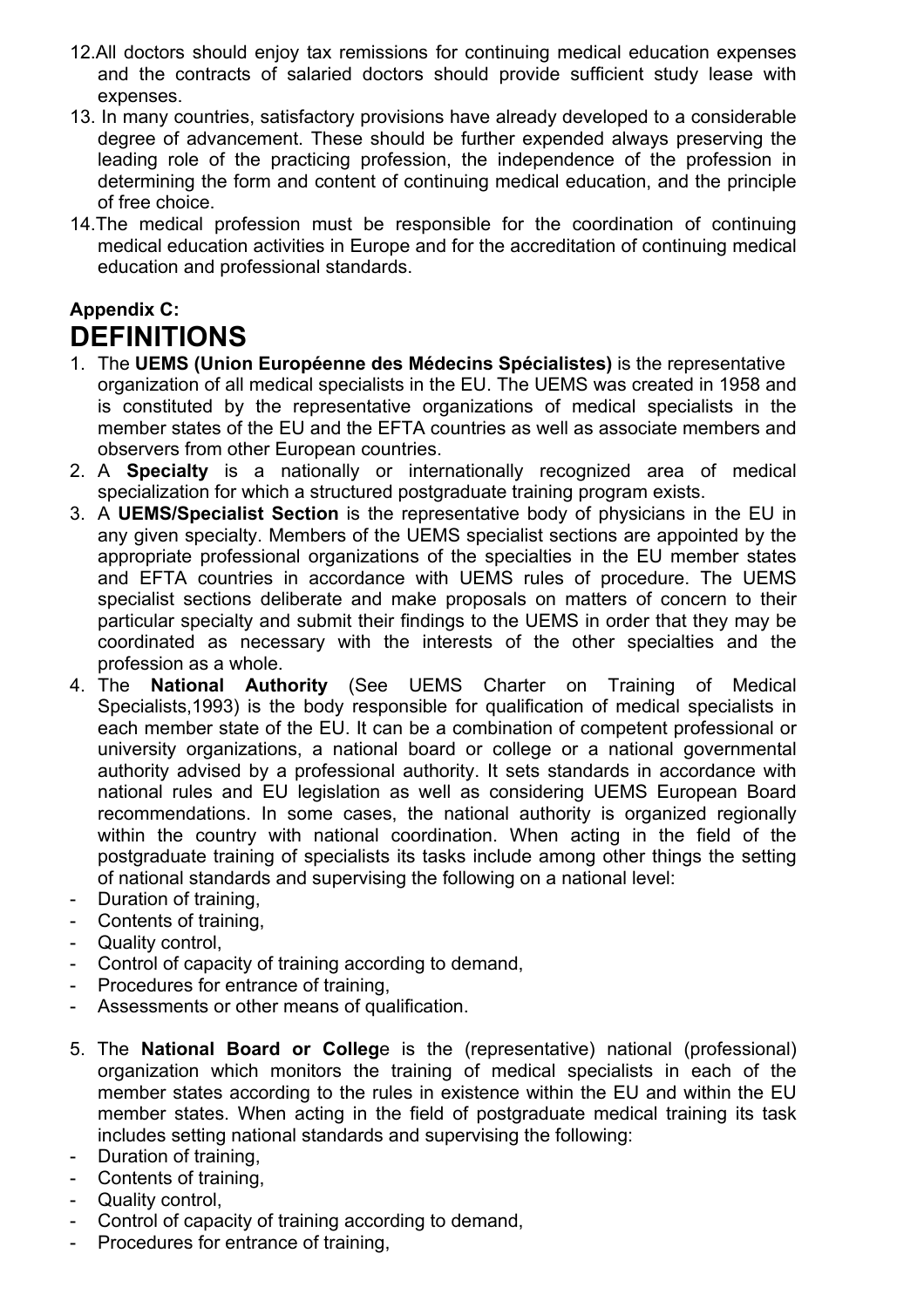12. All doctors should enjoy tax remissions for continuing medical education expenses and the contracts of salaried doctors should provide sufficient study lease with expenses.
13. In many countries, satisfactory provisions have already developed to a considerable degree of advancement. These should be further expended always preserving the leading role of the practicing profession, the independence of the profession in determining the form and content of continuing medical education, and the principle of free choice.
14. The medical profession must be responsible for the coordination of continuing medical education activities in Europe and for the accreditation of continuing medical education and professional standards.

**Appendix C:**

# DEFINITIONS

1. The **UEMS (Union Européenne des Médecins Spécialistes)** is the representative organization of all medical specialists in the EU. The UEMS was created in 1958 and is constituted by the representative organizations of medical specialists in the member states of the EU and the EFTA countries as well as associate members and observers from other European countries.
2. A **Specialty** is a nationally or internationally recognized area of medical specialization for which a structured postgraduate training program exists.
3. A **UEMS/Specialist Section** is the representative body of physicians in the EU in any given specialty. Members of the UEMS specialist sections are appointed by the appropriate professional organizations of the specialties in the EU member states and EFTA countries in accordance with UEMS rules of procedure. The UEMS specialist sections deliberate and make proposals on matters of concern to their particular specialty and submit their findings to the UEMS in order that they may be coordinated as necessary with the interests of the other specialties and the profession as a whole.
4. The **National Authority** (See UEMS Charter on Training of Medical Specialists,1993) is the body responsible for qualification of medical specialists in each member state of the EU. It can be a combination of competent professional or university organizations, a national board or college or a national governmental authority advised by a professional authority. It sets standards in accordance with national rules and EU legislation as well as considering UEMS European Board recommendations. In some cases, the national authority is organized regionally within the country with national coordination. When acting in the field of the postgraduate training of specialists its tasks include among other things the setting of national standards and supervising the following on a national level:

- Duration of training,
- Contents of training,
- Quality control,
- Control of capacity of training according to demand,
- Procedures for entrance of training,
- Assessments or other means of qualification.

5. The **National Board or College** is the (representative) national (professional) organization which monitors the training of medical specialists in each of the member states according to the rules in existence within the EU and within the EU member states. When acting in the field of postgraduate medical training its task includes setting national standards and supervising the following:

- Duration of training,
- Contents of training,
- Quality control,
- Control of capacity of training according to demand,
- Procedures for entrance of training,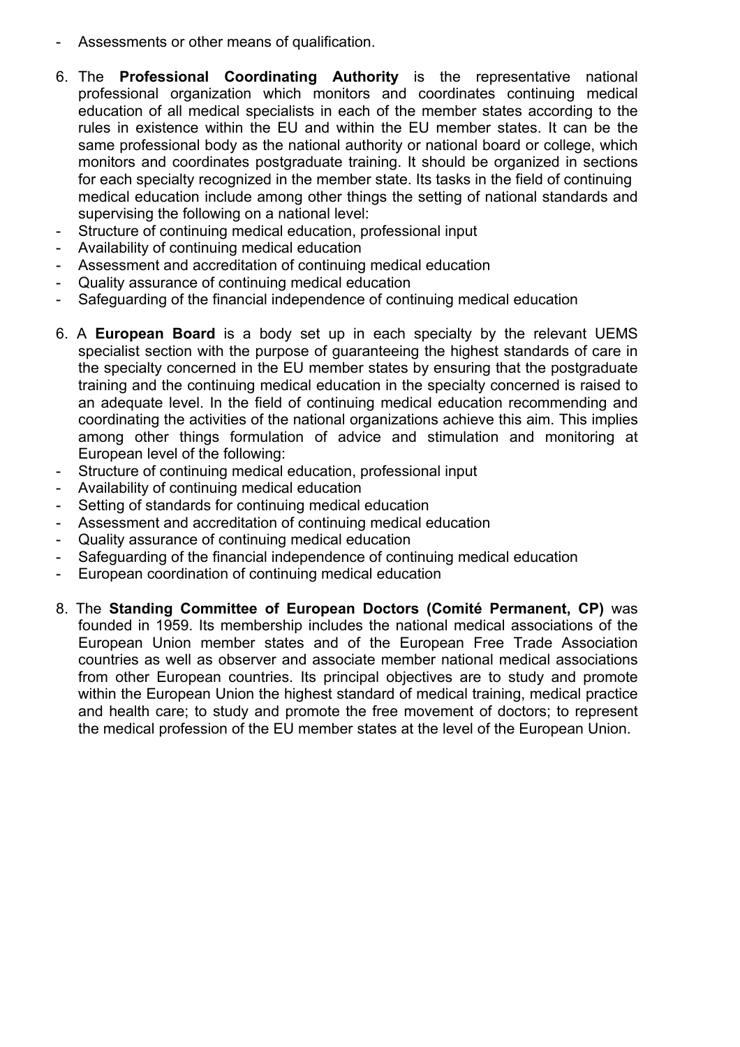- Assessments or other means of qualification.

6. The **Professional Coordinating Authority** is the representative national professional organization which monitors and coordinates continuing medical education of all medical specialists in each of the member states according to the rules in existence within the EU and within the EU member states. It can be the same professional body as the national authority or national board or college, which monitors and coordinates postgraduate training. It should be organized in sections for each specialty recognized in the member state. Its tasks in the field of continuing medical education include among other things the setting of national standards and supervising the following on a national level:

- Structure of continuing medical education, professional input
- Availability of continuing medical education
- Assessment and accreditation of continuing medical education
- Quality assurance of continuing medical education
- Safeguarding of the financial independence of continuing medical education

6. A **European Board** is a body set up in each specialty by the relevant UEMS specialist section with the purpose of guaranteeing the highest standards of care in the specialty concerned in the EU member states by ensuring that the postgraduate training and the continuing medical education in the specialty concerned is raised to an adequate level. In the field of continuing medical education recommending and coordinating the activities of the national organizations achieve this aim. This implies among other things formulation of advice and stimulation and monitoring at European level of the following:

- Structure of continuing medical education, professional input
- Availability of continuing medical education
- Setting of standards for continuing medical education
- Assessment and accreditation of continuing medical education
- Quality assurance of continuing medical education
- Safeguarding of the financial independence of continuing medical education
- European coordination of continuing medical education

8. The **Standing Committee of European Doctors (Comité Permanent, CP)** was founded in 1959. Its membership includes the national medical associations of the European Union member states and of the European Free Trade Association countries as well as observer and associate member national medical associations from other European countries. Its principal objectives are to study and promote within the European Union the highest standard of medical training, medical practice and health care; to study and promote the free movement of doctors; to represent the medical profession of the EU member states at the level of the European Union.